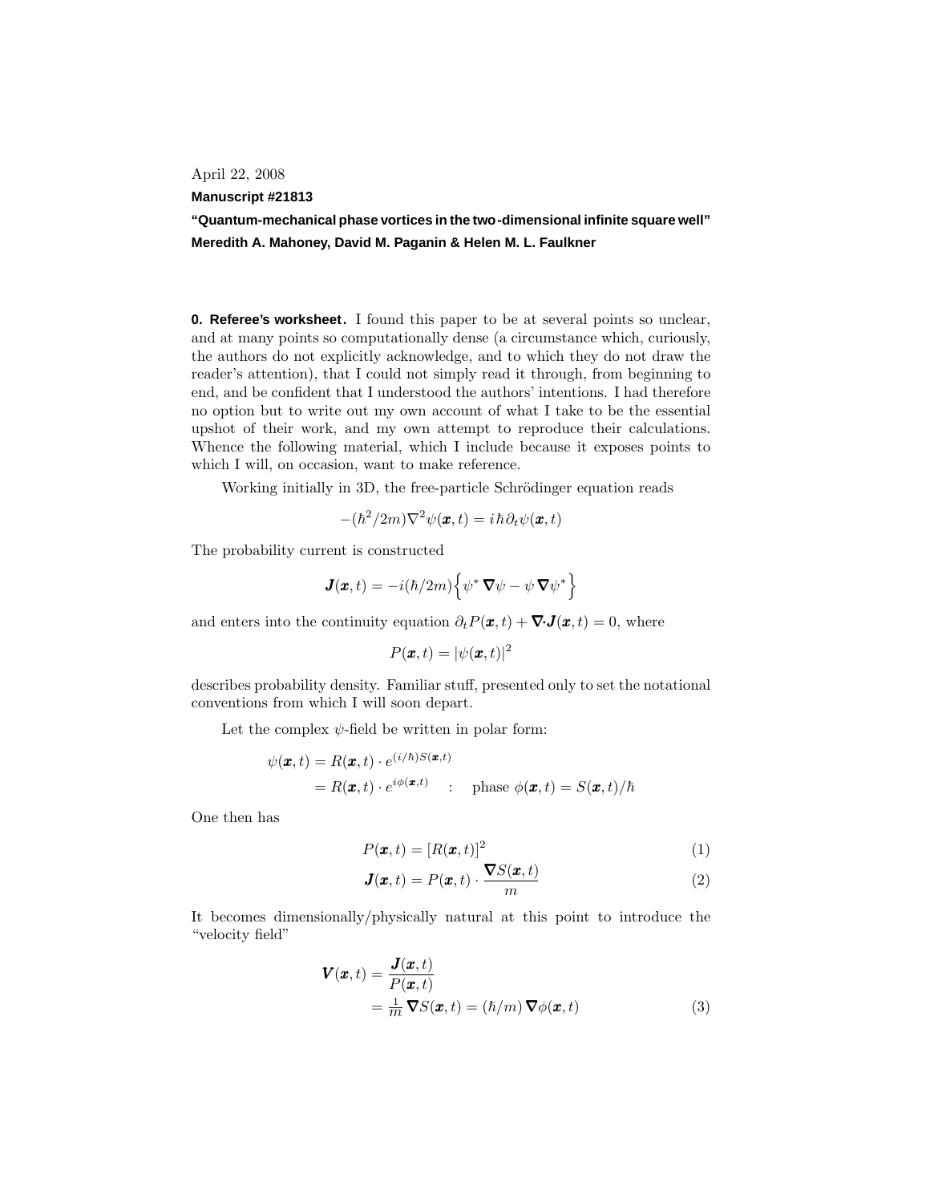April 22, 2008

**Manuscript #21813**

**"Quantum-mechanical phase vortices in the two-dimensional infinite square well"**
**Meredith A. Mahoney, David M. Paganin & Helen M. L. Faulkner**

**0. Referee's worksheet.** I found this paper to be at several points so unclear, and at many points so computationally dense (a circumstance which, curiously, the authors do not explicitly acknowledge, and to which they do not draw the reader's attention), that I could not simply read it through, from beginning to end, and be confident that I understood the authors' intentions. I had therefore no option but to write out my own account of what I take to be the essential upshot of their work, and my own attempt to reproduce their calculations. Whence the following material, which I include because it exposes points to which I will, on occasion, want to make reference.

Working initially in 3D, the free-particle Schrödinger equation reads

$$-(\hbar^2/2m)\nabla^2\psi(\boldsymbol{x},t) = i\hbar\partial_t\psi(\boldsymbol{x},t)$$

The probability current is constructed

$$\boldsymbol{J}(\boldsymbol{x},t) = -i(\hbar/2m)\Big\{\psi^*\,\boldsymbol{\nabla}\psi - \psi\,\boldsymbol{\nabla}\psi^*\Big\}$$

and enters into the continuity equation $\partial_t P(\boldsymbol{x},t) + \boldsymbol{\nabla}\cdot\boldsymbol{J}(\boldsymbol{x},t) = 0$, where

$$P(\boldsymbol{x},t) = |\psi(\boldsymbol{x},t)|^2$$

describes probability density. Familiar stuff, presented only to set the notational conventions from which I will soon depart.

Let the complex $\psi$-field be written in polar form:

$$\begin{aligned}
\psi(\boldsymbol{x},t) &= R(\boldsymbol{x},t)\cdot e^{(i/\hbar)S(\boldsymbol{x},t)}\\
&= R(\boldsymbol{x},t)\cdot e^{i\phi(\boldsymbol{x},t)} \quad : \quad \text{phase } \phi(\boldsymbol{x},t) = S(\boldsymbol{x},t)/\hbar
\end{aligned}$$

One then has

$$P(\boldsymbol{x},t) = [R(\boldsymbol{x},t)]^2 \tag{1}$$

$$\boldsymbol{J}(\boldsymbol{x},t) = P(\boldsymbol{x},t)\cdot\frac{\boldsymbol{\nabla}S(\boldsymbol{x},t)}{m} \tag{2}$$

It becomes dimensionally/physically natural at this point to introduce the "velocity field"

$$\begin{aligned}
\boldsymbol{V}(\boldsymbol{x},t) &= \frac{\boldsymbol{J}(\boldsymbol{x},t)}{P(\boldsymbol{x},t)}\\
&= \tfrac{1}{m}\,\boldsymbol{\nabla}S(\boldsymbol{x},t) = (\hbar/m)\,\boldsymbol{\nabla}\phi(\boldsymbol{x},t)
\end{aligned} \tag{3}$$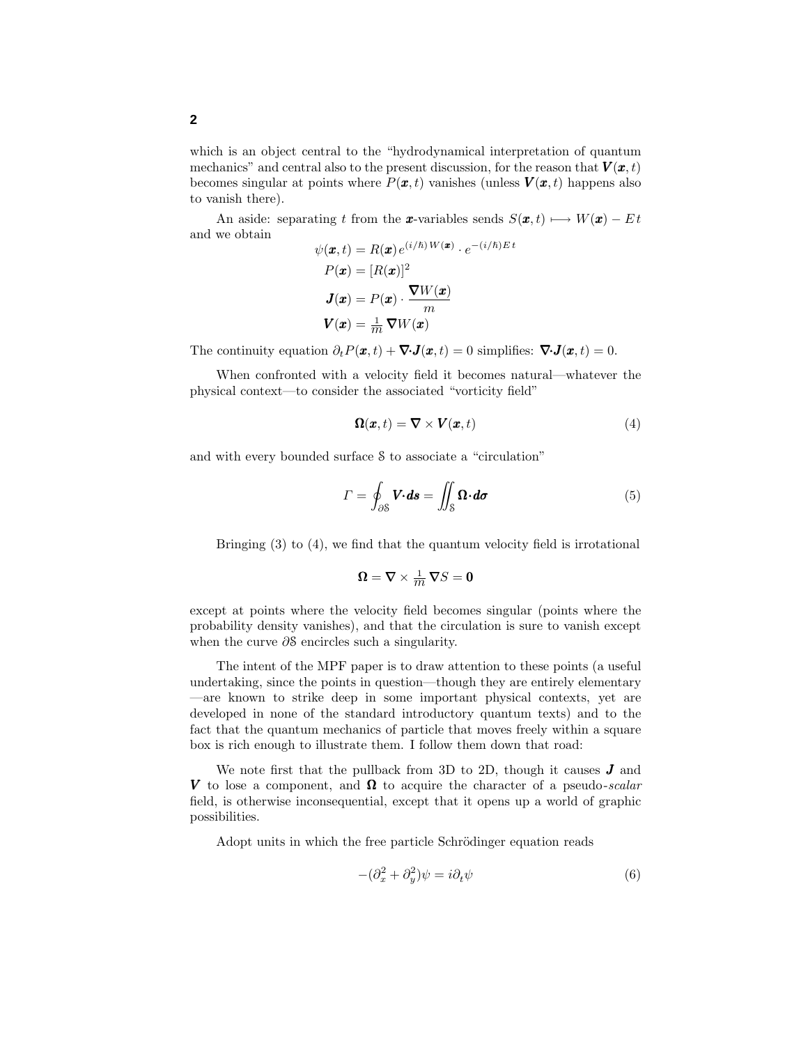which is an object central to the "hydrodynamical interpretation of quantum mechanics" and central also to the present discussion, for the reason that $\boldsymbol{V}(\boldsymbol{x},t)$ becomes singular at points where $P(\boldsymbol{x},t)$ vanishes (unless $\boldsymbol{V}(\boldsymbol{x},t)$ happens also to vanish there).

An aside: separating $t$ from the $\boldsymbol{x}$-variables sends $S(\boldsymbol{x},t) \longmapsto W(\boldsymbol{x}) - Et$ and we obtain

$$
\begin{aligned}
\psi(\boldsymbol{x},t) &= R(\boldsymbol{x})\, e^{(i/\hbar)\,W(\boldsymbol{x})} \cdot e^{-(i/\hbar)E\,t} \\
P(\boldsymbol{x}) &= [R(\boldsymbol{x})]^2 \\
\boldsymbol{J}(\boldsymbol{x}) &= P(\boldsymbol{x}) \cdot \frac{\boldsymbol{\nabla} W(\boldsymbol{x})}{m} \\
\boldsymbol{V}(\boldsymbol{x}) &= \tfrac{1}{m}\, \boldsymbol{\nabla} W(\boldsymbol{x})
\end{aligned}
$$

The continuity equation $\partial_t P(\boldsymbol{x},t) + \boldsymbol{\nabla}\cdot\boldsymbol{J}(\boldsymbol{x},t) = 0$ simplifies: $\boldsymbol{\nabla}\cdot\boldsymbol{J}(\boldsymbol{x},t) = 0$.

When confronted with a velocity field it becomes natural—whatever the physical context—to consider the associated "vorticity field"

$$
\boldsymbol{\Omega}(\boldsymbol{x},t) = \boldsymbol{\nabla} \times \boldsymbol{V}(\boldsymbol{x},t) \tag{4}
$$

and with every bounded surface $\mathcal{S}$ to associate a "circulation"

$$
\Gamma = \oint_{\partial\mathcal{S}} \boldsymbol{V}\cdot\boldsymbol{ds} = \iint_{\mathcal{S}} \boldsymbol{\Omega}\cdot\boldsymbol{d\sigma} \tag{5}
$$

Bringing (3) to (4), we find that the quantum velocity field is irrotational

$$
\boldsymbol{\Omega} = \boldsymbol{\nabla} \times \tfrac{1}{m}\, \boldsymbol{\nabla} S = \boldsymbol{0}
$$

except at points where the velocity field becomes singular (points where the probability density vanishes), and that the circulation is sure to vanish except when the curve $\partial\mathcal{S}$ encircles such a singularity.

The intent of the MPF paper is to draw attention to these points (a useful undertaking, since the points in question—though they are entirely elementary—are known to strike deep in some important physical contexts, yet are developed in none of the standard introductory quantum texts) and to the fact that the quantum mechanics of particle that moves freely within a square box is rich enough to illustrate them. I follow them down that road:

We note first that the pullback from 3D to 2D, though it causes $\boldsymbol{J}$ and $\boldsymbol{V}$ to lose a component, and $\boldsymbol{\Omega}$ to acquire the character of a pseudo-*scalar* field, is otherwise inconsequential, except that it opens up a world of graphic possibilities.

Adopt units in which the free particle Schrödinger equation reads

$$
-(\partial_x^2 + \partial_y^2)\psi = i\partial_t\psi \tag{6}
$$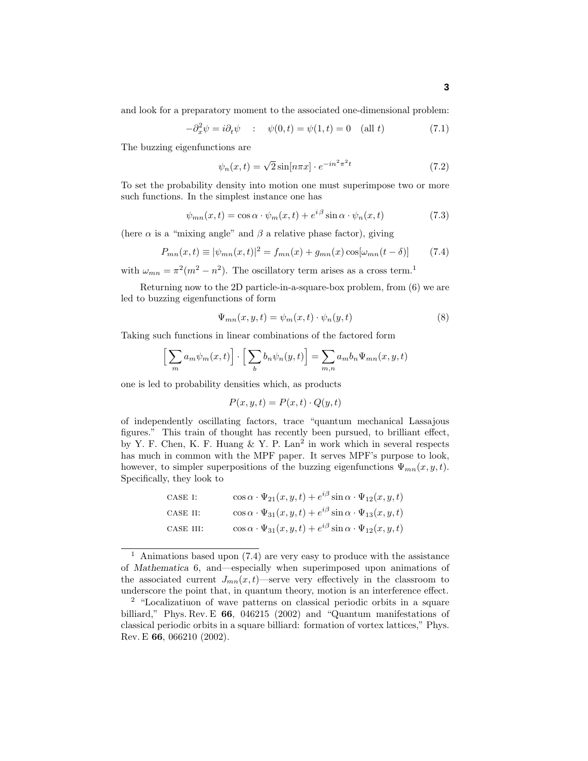and look for a preparatory moment to the associated one-dimensional problem:

$$-\partial_x^2\psi = i\partial_t\psi \quad : \quad \psi(0,t) = \psi(1,t) = 0 \quad (\text{all } t) \tag{7.1}$$

The buzzing eigenfunctions are

$$\psi_n(x,t) = \sqrt{2}\sin[n\pi x]\cdot e^{-in^2\pi^2 t} \tag{7.2}$$

To set the probability density into motion one must superimpose two or more such functions. In the simplest instance one has

$$\psi_{mn}(x,t) = \cos\alpha\cdot\psi_m(x,t) + e^{i\beta}\sin\alpha\cdot\psi_n(x,t) \tag{7.3}$$

(here $\alpha$ is a "mixing angle" and $\beta$ a relative phase factor), giving

$$P_{mn}(x,t) \equiv |\psi_{mn}(x,t)|^2 = f_{mn}(x) + g_{mn}(x)\cos[\omega_{mn}(t-\delta)] \tag{7.4}$$

with $\omega_{mn} = \pi^2(m^2 - n^2)$. The oscillatory term arises as a cross term.[1]

Returning now to the 2D particle-in-a-square-box problem, from (6) we are led to buzzing eigenfunctions of form

$$\Psi_{mn}(x,y,t) = \psi_m(x,t)\cdot\psi_n(y,t) \tag{8}$$

Taking such functions in linear combinations of the factored form

$$\Big[\sum_m a_m\psi_m(x,t)\Big]\cdot\Big[\sum_b b_n\psi_n(y,t)\Big] = \sum_{m,n} a_m b_n\Psi_{mn}(x,y,t)$$

one is led to probability densities which, as products

$$P(x,y,t) = P(x,t)\cdot Q(y,t)$$

of independently oscillating factors, trace "quantum mechanical Lassajous figures." This train of thought has recently been pursued, to brilliant effect, by Y. F. Chen, K. F. Huang & Y. P. Lan[2] in work which in several respects has much in common with the MPF paper. It serves MPF's purpose to look, however, to simpler superpositions of the buzzing eigenfunctions $\Psi_{mn}(x,y,t)$. Specifically, they look to

| | |
|---|---|
| CASE I: | $\cos\alpha\cdot\Psi_{21}(x,y,t) + e^{i\beta}\sin\alpha\cdot\Psi_{12}(x,y,t)$ |
| CASE II: | $\cos\alpha\cdot\Psi_{31}(x,y,t) + e^{i\beta}\sin\alpha\cdot\Psi_{13}(x,y,t)$ |
| CASE III: | $\cos\alpha\cdot\Psi_{31}(x,y,t) + e^{i\beta}\sin\alpha\cdot\Psi_{12}(x,y,t)$ |

---

[1] Animations based upon (7.4) are very easy to produce with the assistance of *Mathematica* 6, and—especially when superimposed upon animations of the associated current $J_{mn}(x,t)$—serve very effectively in the classroom to underscore the point that, in quantum theory, motion is an interference effect.

[2] "Localizatiuon of wave patterns on classical periodic orbits in a square billiard," Phys. Rev. E **66**, 046215 (2002) and "Quantum manifestations of classical periodic orbits in a square billiard: formation of vortex lattices," Phys. Rev. E **66**, 066210 (2002).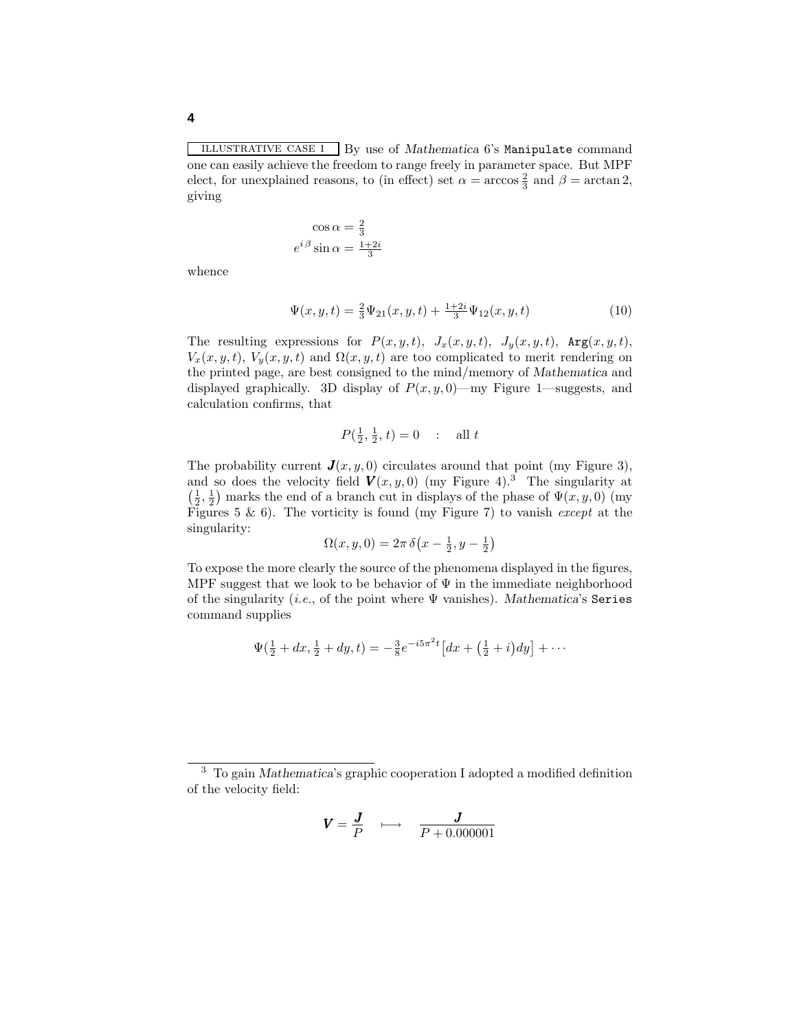ILLUSTRATIVE CASE I By use of *Mathematica* 6's `Manipulate` command one can easily achieve the freedom to range freely in parameter space. But MPF elect, for unexplained reasons, to (in effect) set $\alpha = \arccos\frac{2}{3}$ and $\beta = \arctan 2$, giving

$$
\begin{aligned}
\cos\alpha &= \tfrac{2}{3}\\
e^{i\beta}\sin\alpha &= \tfrac{1+2i}{3}
\end{aligned}
$$

whence

$$
\Psi(x,y,t) = \tfrac{2}{3}\Psi_{21}(x,y,t) + \tfrac{1+2i}{3}\Psi_{12}(x,y,t) \tag{10}
$$

The resulting expressions for $P(x,y,t)$, $J_x(x,y,t)$, $J_y(x,y,t)$, $\texttt{Arg}(x,y,t)$, $V_x(x,y,t)$, $V_y(x,y,t)$ and $\Omega(x,y,t)$ are too complicated to merit rendering on the printed page, are best consigned to the mind/memory of *Mathematica* and displayed graphically. 3D display of $P(x,y,0)$—my Figure 1—suggests, and calculation confirms, that

$$
P(\tfrac{1}{2},\tfrac{1}{2},t) = 0 \quad : \quad \text{all } t
$$

The probability current $\boldsymbol{J}(x,y,0)$ circulates around that point (my Figure 3), and so does the velocity field $\boldsymbol{V}(x,y,0)$ (my Figure 4).[3] The singularity at $\left(\frac{1}{2},\frac{1}{2}\right)$ marks the end of a branch cut in displays of the phase of $\Psi(x,y,0)$ (my Figures 5 & 6). The vorticity is found (my Figure 7) to vanish *except* at the singularity:

$$
\Omega(x,y,0) = 2\pi\,\delta\big(x-\tfrac{1}{2},y-\tfrac{1}{2}\big)
$$

To expose the more clearly the source of the phenomena displayed in the figures, MPF suggest that we look to be behavior of $\Psi$ in the immediate neighborhood of the singularity (*i.e.*, of the point where $\Psi$ vanishes). *Mathematica*'s `Series` command supplies

$$
\Psi(\tfrac{1}{2}+dx,\tfrac{1}{2}+dy,t) = -\tfrac{3}{8}e^{-i5\pi^2 t}\big[dx + \big(\tfrac{1}{2}+i\big)dy\big] + \cdots
$$

---

[3] To gain *Mathematica*'s graphic cooperation I adopted a modified definition of the velocity field:

$$
\boldsymbol{V} = \frac{\boldsymbol{J}}{P} \quad \longmapsto \quad \frac{\boldsymbol{J}}{P + 0.000001}
$$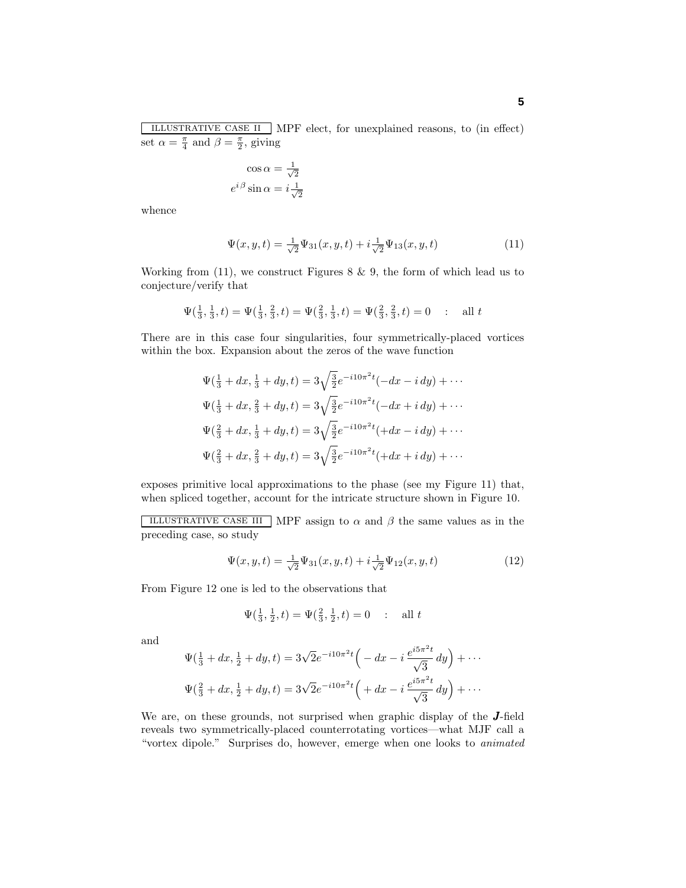ILLUSTRATIVE CASE II MPF elect, for unexplained reasons, to (in effect) set $\alpha = \frac{\pi}{4}$ and $\beta = \frac{\pi}{2}$, giving

$$
\begin{aligned}
\cos\alpha &= \tfrac{1}{\sqrt{2}} \\
e^{i\beta}\sin\alpha &= i\tfrac{1}{\sqrt{2}}
\end{aligned}
$$

whence

$$
\Psi(x,y,t) = \tfrac{1}{\sqrt{2}}\Psi_{31}(x,y,t) + i\tfrac{1}{\sqrt{2}}\Psi_{13}(x,y,t) \tag{11}
$$

Working from (11), we construct Figures 8 & 9, the form of which lead us to conjecture/verify that

$$
\Psi(\tfrac{1}{3},\tfrac{1}{3},t) = \Psi(\tfrac{1}{3},\tfrac{2}{3},t) = \Psi(\tfrac{2}{3},\tfrac{1}{3},t) = \Psi(\tfrac{2}{3},\tfrac{2}{3},t) = 0 \quad : \quad \text{all } t
$$

There are in this case four singularities, four symmetrically-placed vortices within the box. Expansion about the zeros of the wave function

$$
\begin{aligned}
\Psi(\tfrac{1}{3}+dx,\tfrac{1}{3}+dy,t) &= 3\sqrt{\tfrac{3}{2}}e^{-i10\pi^2 t}(-dx - i\,dy) + \cdots \\
\Psi(\tfrac{1}{3}+dx,\tfrac{2}{3}+dy,t) &= 3\sqrt{\tfrac{3}{2}}e^{-i10\pi^2 t}(-dx + i\,dy) + \cdots \\
\Psi(\tfrac{2}{3}+dx,\tfrac{1}{3}+dy,t) &= 3\sqrt{\tfrac{3}{2}}e^{-i10\pi^2 t}(+dx - i\,dy) + \cdots \\
\Psi(\tfrac{2}{3}+dx,\tfrac{2}{3}+dy,t) &= 3\sqrt{\tfrac{3}{2}}e^{-i10\pi^2 t}(+dx + i\,dy) + \cdots
\end{aligned}
$$

exposes primitive local approximations to the phase (see my Figure 11) that, when spliced together, account for the intricate structure shown in Figure 10.

ILLUSTRATIVE CASE III MPF assign to $\alpha$ and $\beta$ the same values as in the preceding case, so study

$$
\Psi(x,y,t) = \tfrac{1}{\sqrt{2}}\Psi_{31}(x,y,t) + i\tfrac{1}{\sqrt{2}}\Psi_{12}(x,y,t) \tag{12}
$$

From Figure 12 one is led to the observations that

$$
\Psi(\tfrac{1}{3},\tfrac{1}{2},t) = \Psi(\tfrac{2}{3},\tfrac{1}{2},t) = 0 \quad : \quad \text{all } t
$$

and

$$
\begin{aligned}
\Psi(\tfrac{1}{3}+dx,\tfrac{1}{2}+dy,t) &= 3\sqrt{2}e^{-i10\pi^2 t}\Big(-dx - i\,\frac{e^{i5\pi^2 t}}{\sqrt{3}}\,dy\Big) + \cdots \\
\Psi(\tfrac{2}{3}+dx,\tfrac{1}{2}+dy,t) &= 3\sqrt{2}e^{-i10\pi^2 t}\Big(+dx - i\,\frac{e^{i5\pi^2 t}}{\sqrt{3}}\,dy\Big) + \cdots
\end{aligned}
$$

We are, on these grounds, not surprised when graphic display of the $\boldsymbol{J}$-field reveals two symmetrically-placed counterrotating vortices—what MJF call a "vortex dipole." Surprises do, however, emerge when one looks to *animated*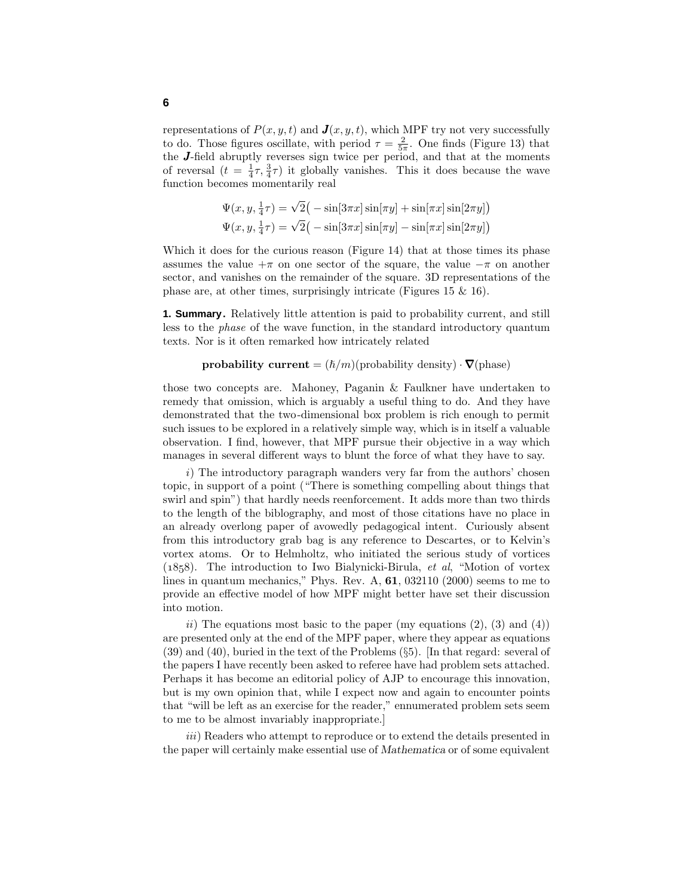representations of $P(x, y, t)$ and $\boldsymbol{J}(x, y, t)$, which MPF try not very successfully to do. Those figures oscillate, with period $\tau = \frac{2}{5\pi}$. One finds (Figure 13) that the $\boldsymbol{J}$-field abruptly reverses sign twice per period, and that at the moments of reversal ($t = \frac{1}{4}\tau, \frac{3}{4}\tau$) it globally vanishes. This it does because the wave function becomes momentarily real

$$\Psi(x, y, \tfrac{1}{4}\tau) = \sqrt{2}\big( -\sin[3\pi x]\sin[\pi y] + \sin[\pi x]\sin[2\pi y]\big)$$
$$\Psi(x, y, \tfrac{1}{4}\tau) = \sqrt{2}\big( -\sin[3\pi x]\sin[\pi y] - \sin[\pi x]\sin[2\pi y]\big)$$

Which it does for the curious reason (Figure 14) that at those times its phase assumes the value $+\pi$ on one sector of the square, the value $-\pi$ on another sector, and vanishes on the remainder of the square. 3D representations of the phase are, at other times, surprisingly intricate (Figures 15 & 16).

**1. Summary.** Relatively little attention is paid to probability current, and still less to the *phase* of the wave function, in the standard introductory quantum texts. Nor is it often remarked how intricately related

$$\textbf{probability current} = (\hbar/m)(\text{probability density}) \cdot \boldsymbol{\nabla}(\text{phase})$$

those two concepts are. Mahoney, Paganin & Faulkner have undertaken to remedy that omission, which is arguably a useful thing to do. And they have demonstrated that the two-dimensional box problem is rich enough to permit such issues to be explored in a relatively simple way, which is in itself a valuable observation. I find, however, that MPF pursue their objective in a way which manages in several different ways to blunt the force of what they have to say.

*i*) The introductory paragraph wanders very far from the authors' chosen topic, in support of a point ("There is something compelling about things that swirl and spin") that hardly needs reenforcement. It adds more than two thirds to the length of the bibliography, and most of those citations have no place in an already overlong paper of avowedly pedagogical intent. Curiously absent from this introductory grab bag is any reference to Descartes, or to Kelvin's vortex atoms. Or to Helmholtz, who initiated the serious study of vortices (1858). The introduction to Iwo Bialynicki-Birula, *et al*, "Motion of vortex lines in quantum mechanics," Phys. Rev. A, **61**, 032110 (2000) seems to me to provide an effective model of how MPF might better have set their discussion into motion.

*ii*) The equations most basic to the paper (my equations (2), (3) and (4)) are presented only at the end of the MPF paper, where they appear as equations (39) and (40), buried in the text of the Problems (§5). [In that regard: several of the papers I have recently been asked to referee have had problem sets attached. Perhaps it has become an editorial policy of AJP to encourage this innovation, but is my own opinion that, while I expect now and again to encounter points that "will be left as an exercise for the reader," ennumerated problem sets seem to me to be almost invariably inappropriate.]

*iii*) Readers who attempt to reproduce or to extend the details presented in the paper will certainly make essential use of *Mathematica* or of some equivalent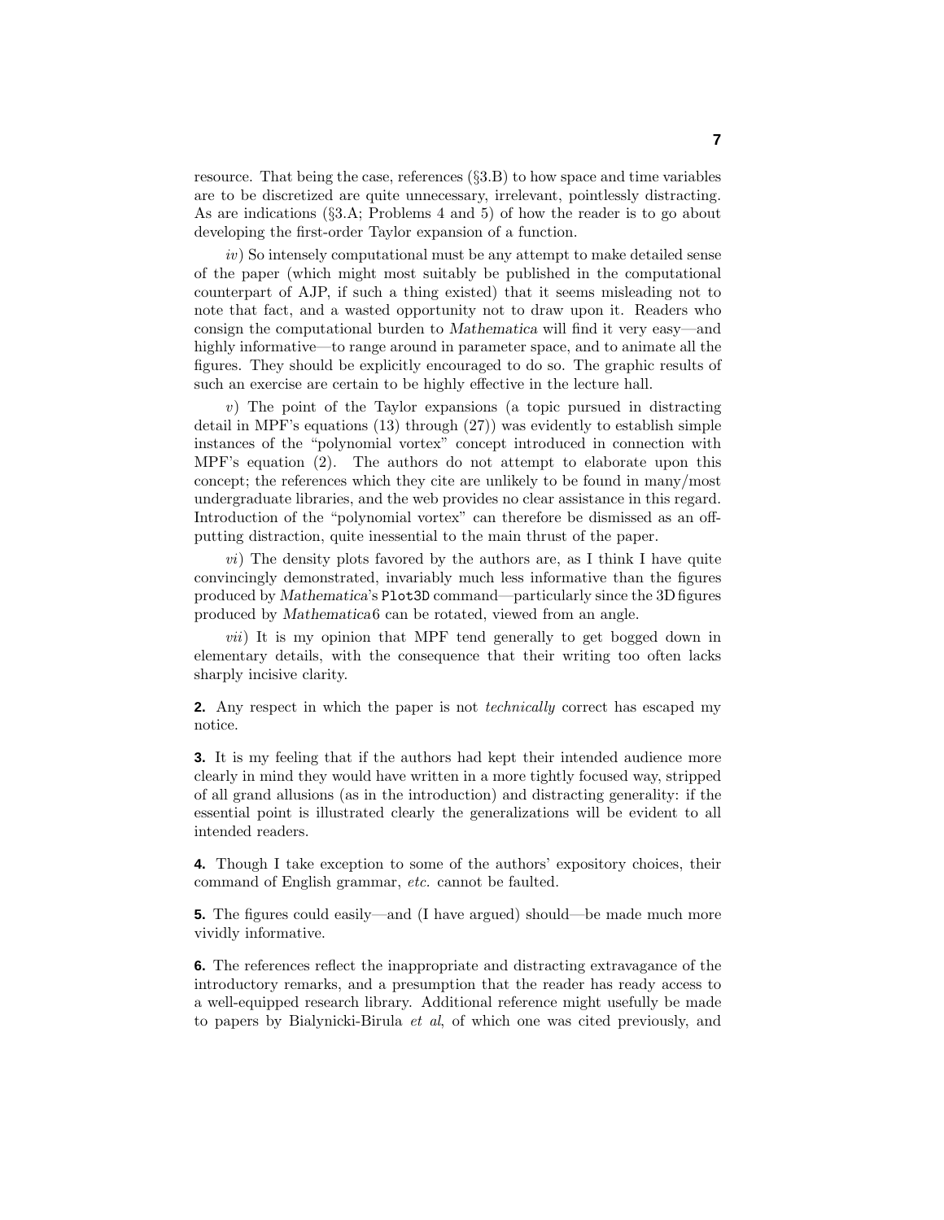resource. That being the case, references (§3.B) to how space and time variables are to be discretized are quite unnecessary, irrelevant, pointlessly distracting. As are indications (§3.A; Problems 4 and 5) of how the reader is to go about developing the first-order Taylor expansion of a function.

*iv*) So intensely computational must be any attempt to make detailed sense of the paper (which might most suitably be published in the computational counterpart of AJP, if such a thing existed) that it seems misleading not to note that fact, and a wasted opportunity not to draw upon it. Readers who consign the computational burden to *Mathematica* will find it very easy—and highly informative—to range around in parameter space, and to animate all the figures. They should be explicitly encouraged to do so. The graphic results of such an exercise are certain to be highly effective in the lecture hall.

*v*) The point of the Taylor expansions (a topic pursued in distracting detail in MPF's equations (13) through (27)) was evidently to establish simple instances of the "polynomial vortex" concept introduced in connection with MPF's equation (2). The authors do not attempt to elaborate upon this concept; the references which they cite are unlikely to be found in many/most undergraduate libraries, and the web provides no clear assistance in this regard. Introduction of the "polynomial vortex" can therefore be dismissed as an off-putting distraction, quite inessential to the main thrust of the paper.

*vi*) The density plots favored by the authors are, as I think I have quite convincingly demonstrated, invariably much less informative than the figures produced by *Mathematica*'s `Plot3D` command—particularly since the 3D figures produced by *Mathematica*6 can be rotated, viewed from an angle.

*vii*) It is my opinion that MPF tend generally to get bogged down in elementary details, with the consequence that their writing too often lacks sharply incisive clarity.

**2.** Any respect in which the paper is not *technically* correct has escaped my notice.

**3.** It is my feeling that if the authors had kept their intended audience more clearly in mind they would have written in a more tightly focused way, stripped of all grand allusions (as in the introduction) and distracting generality: if the essential point is illustrated clearly the generalizations will be evident to all intended readers.

**4.** Though I take exception to some of the authors' expository choices, their command of English grammar, *etc.* cannot be faulted.

**5.** The figures could easily—and (I have argued) should—be made much more vividly informative.

**6.** The references reflect the inappropriate and distracting extravagance of the introductory remarks, and a presumption that the reader has ready access to a well-equipped research library. Additional reference might usefully be made to papers by Bialynicki-Birula *et al*, of which one was cited previously, and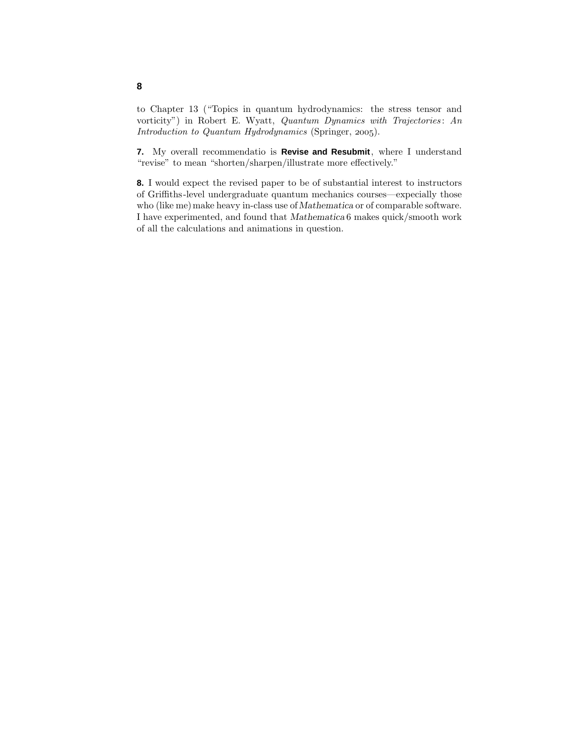to Chapter 13 ("Topics in quantum hydrodynamics: the stress tensor and vorticity") in Robert E. Wyatt, *Quantum Dynamics with Trajectories*: *An Introduction to Quantum Hydrodynamics* (Springer, 2005).

**7.** My overall recommendatio is **Revise and Resubmit**, where I understand "revise" to mean "shorten/sharpen/illustrate more effectively."

**8.** I would expect the revised paper to be of substantial interest to instructors of Griffiths-level undergraduate quantum mechanics courses—expecially those who (like me) make heavy in-class use of *Mathematica* or of comparable software. I have experimented, and found that *Mathematica* 6 makes quick/smooth work of all the calculations and animations in question.